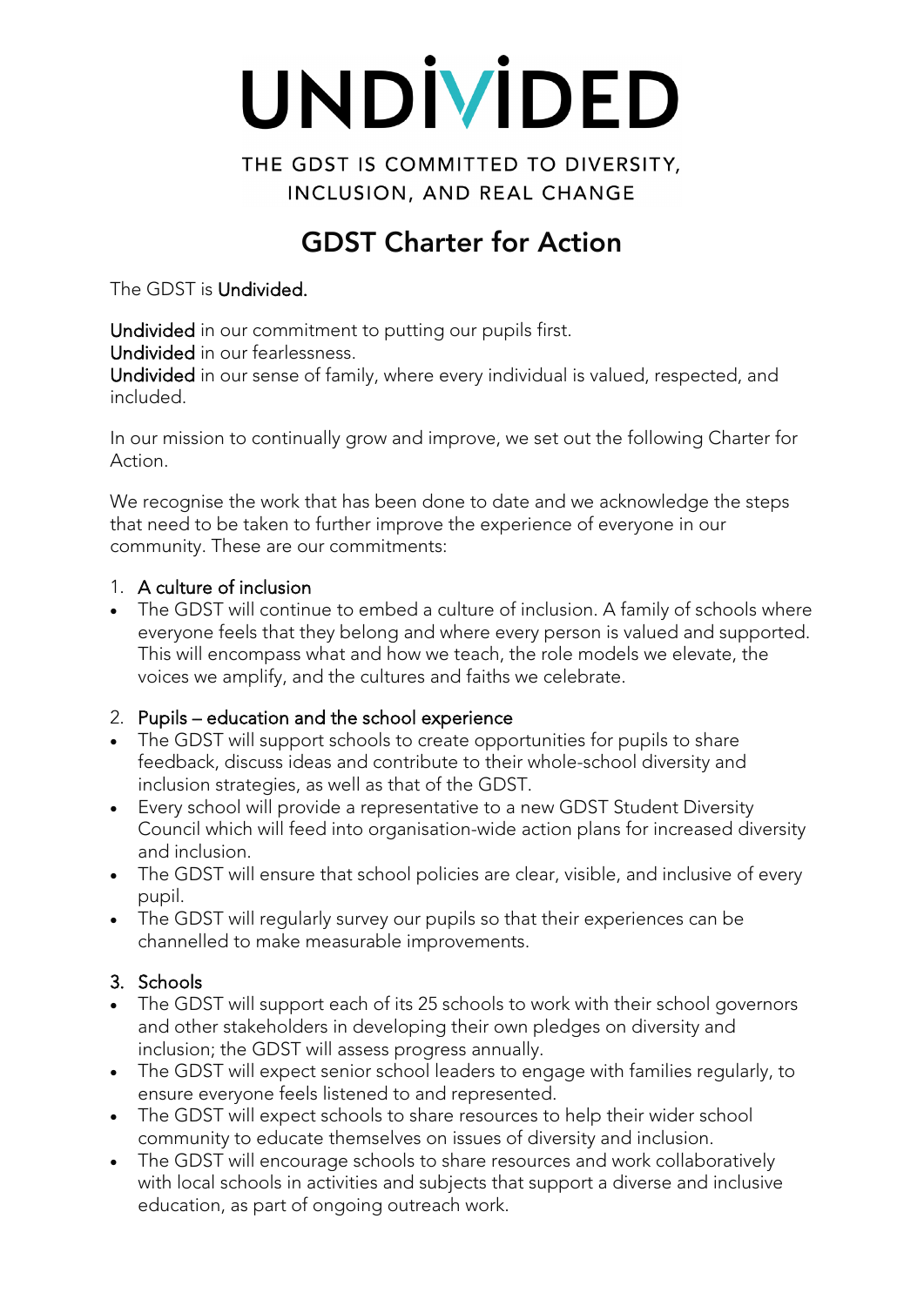# UNDIVIDED

THE GDST IS COMMITTED TO DIVERSITY, INCLUSION, AND REAL CHANGE

## GDST Charter for Action

The GDST is **Undivided.**

**Undivided** in our commitment to putting our pupils first.
**Undivided** in our fearlessness.
**Undivided** in our sense of family, where every individual is valued, respected, and included.

In our mission to continually grow and improve, we set out the following Charter for Action.

We recognise the work that has been done to date and we acknowledge the steps that need to be taken to further improve the experience of everyone in our community. These are our commitments:

1. **A culture of inclusion**

- The GDST will continue to embed a culture of inclusion. A family of schools where everyone feels that they belong and where every person is valued and supported. This will encompass what and how we teach, the role models we elevate, the voices we amplify, and the cultures and faiths we celebrate.

2. **Pupils – education and the school experience**

- The GDST will support schools to create opportunities for pupils to share feedback, discuss ideas and contribute to their whole-school diversity and inclusion strategies, as well as that of the GDST.
- Every school will provide a representative to a new GDST Student Diversity Council which will feed into organisation-wide action plans for increased diversity and inclusion.
- The GDST will ensure that school policies are clear, visible, and inclusive of every pupil.
- The GDST will regularly survey our pupils so that their experiences can be channelled to make measurable improvements.

3. **Schools**

- The GDST will support each of its 25 schools to work with their school governors and other stakeholders in developing their own pledges on diversity and inclusion; the GDST will assess progress annually.
- The GDST will expect senior school leaders to engage with families regularly, to ensure everyone feels listened to and represented.
- The GDST will expect schools to share resources to help their wider school community to educate themselves on issues of diversity and inclusion.
- The GDST will encourage schools to share resources and work collaboratively with local schools in activities and subjects that support a diverse and inclusive education, as part of ongoing outreach work.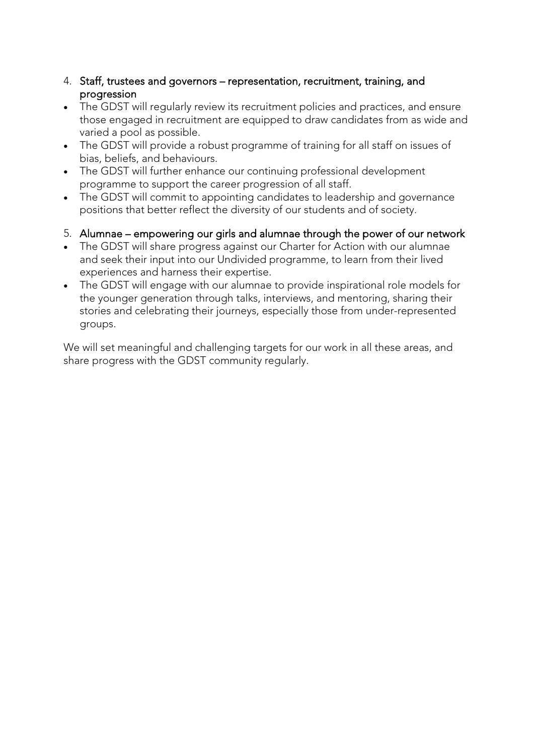4. **Staff, trustees and governors – representation, recruitment, training, and progression**

- The GDST will regularly review its recruitment policies and practices, and ensure those engaged in recruitment are equipped to draw candidates from as wide and varied a pool as possible.
- The GDST will provide a robust programme of training for all staff on issues of bias, beliefs, and behaviours.
- The GDST will further enhance our continuing professional development programme to support the career progression of all staff.
- The GDST will commit to appointing candidates to leadership and governance positions that better reflect the diversity of our students and of society.

5. **Alumnae – empowering our girls and alumnae through the power of our network**

- The GDST will share progress against our Charter for Action with our alumnae and seek their input into our Undivided programme, to learn from their lived experiences and harness their expertise.
- The GDST will engage with our alumnae to provide inspirational role models for the younger generation through talks, interviews, and mentoring, sharing their stories and celebrating their journeys, especially those from under-represented groups.

We will set meaningful and challenging targets for our work in all these areas, and share progress with the GDST community regularly.